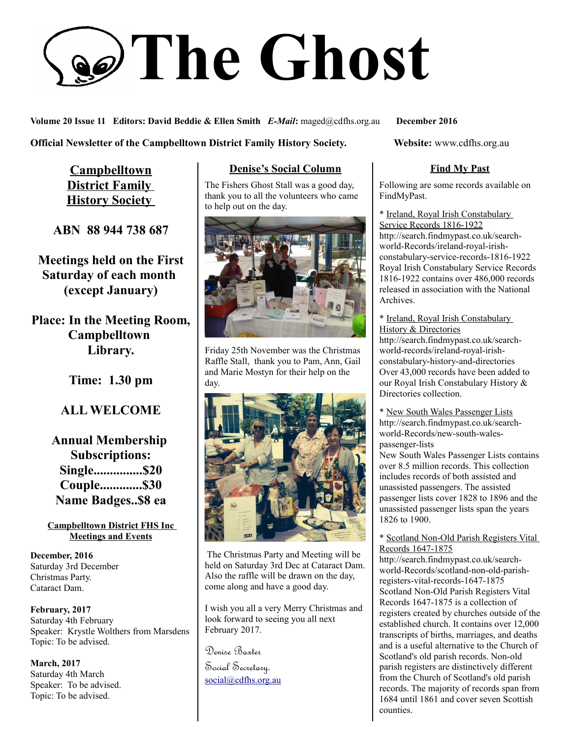# The Ghost

**Volume 20 Issue 11 Editors: David Beddie & Ellen Smith** ***E-Mail*****:** maged@cdfhs.org.au **December 2016**

**Official Newsletter of the Campbelltown District Family History Society.** **Website:** www.cdfhs.org.au

## Campbelltown District Family History Society

**ABN 88 944 738 687**

**Meetings held on the First Saturday of each month (except January)**

**Place: In the Meeting Room, Campbelltown Library.**

**Time: 1.30 pm**

**ALL WELCOME**

**Annual Membership Subscriptions:**
**Single...............$20**
**Couple.............$30**
**Name Badges..$8 ea**

### Campbelltown District FHS Inc Meetings and Events

**December, 2016**
Saturday 3rd December
Christmas Party.
Cataract Dam.

**February, 2017**
Saturday 4th February
Speaker: Krystle Wolthers from Marsdens
Topic: To be advised.

**March, 2017**
Saturday 4th March
Speaker: To be advised.
Topic: To be advised.

## Denise's Social Column

The Fishers Ghost Stall was a good day, thank you to all the volunteers who came to help out on the day.

Friday 25th November was the Christmas Raffle Stall, thank you to Pam, Ann, Gail and Marie Mostyn for their help on the day.

The Christmas Party and Meeting will be held on Saturday 3rd Dec at Cataract Dam. Also the raffle will be drawn on the day, come along and have a good day.

I wish you all a very Merry Christmas and look forward to seeing you all next February 2017.

Denise Baxter
Social Secretary.
social@cdfhs.org.au

## Find My Past

Following are some records available on FindMyPast.

\* Ireland, Royal Irish Constabulary Service Records 1816-1922
http://search.findmypast.co.uk/search-world-Records/ireland-royal-irish-constabulary-service-records-1816-1922
Royal Irish Constabulary Service Records 1816-1922 contains over 486,000 records released in association with the National Archives.

\* Ireland, Royal Irish Constabulary History & Directories
http://search.findmypast.co.uk/search-world-records/ireland-royal-irish-constabulary-history-and-directories
Over 43,000 records have been added to our Royal Irish Constabulary History & Directories collection.

\* New South Wales Passenger Lists
http://search.findmypast.co.uk/search-world-Records/new-south-wales-passenger-lists
New South Wales Passenger Lists contains over 8.5 million records. This collection includes records of both assisted and unassisted passengers. The assisted passenger lists cover 1828 to 1896 and the unassisted passenger lists span the years 1826 to 1900.

\* Scotland Non-Old Parish Registers Vital Records 1647-1875
http://search.findmypast.co.uk/search-world-Records/scotland-non-old-parish-registers-vital-records-1647-1875
Scotland Non-Old Parish Registers Vital Records 1647-1875 is a collection of registers created by churches outside of the established church. It contains over 12,000 transcripts of births, marriages, and deaths and is a useful alternative to the Church of Scotland's old parish records. Non-old parish registers are distinctively different from the Church of Scotland's old parish records. The majority of records span from 1684 until 1861 and cover seven Scottish counties.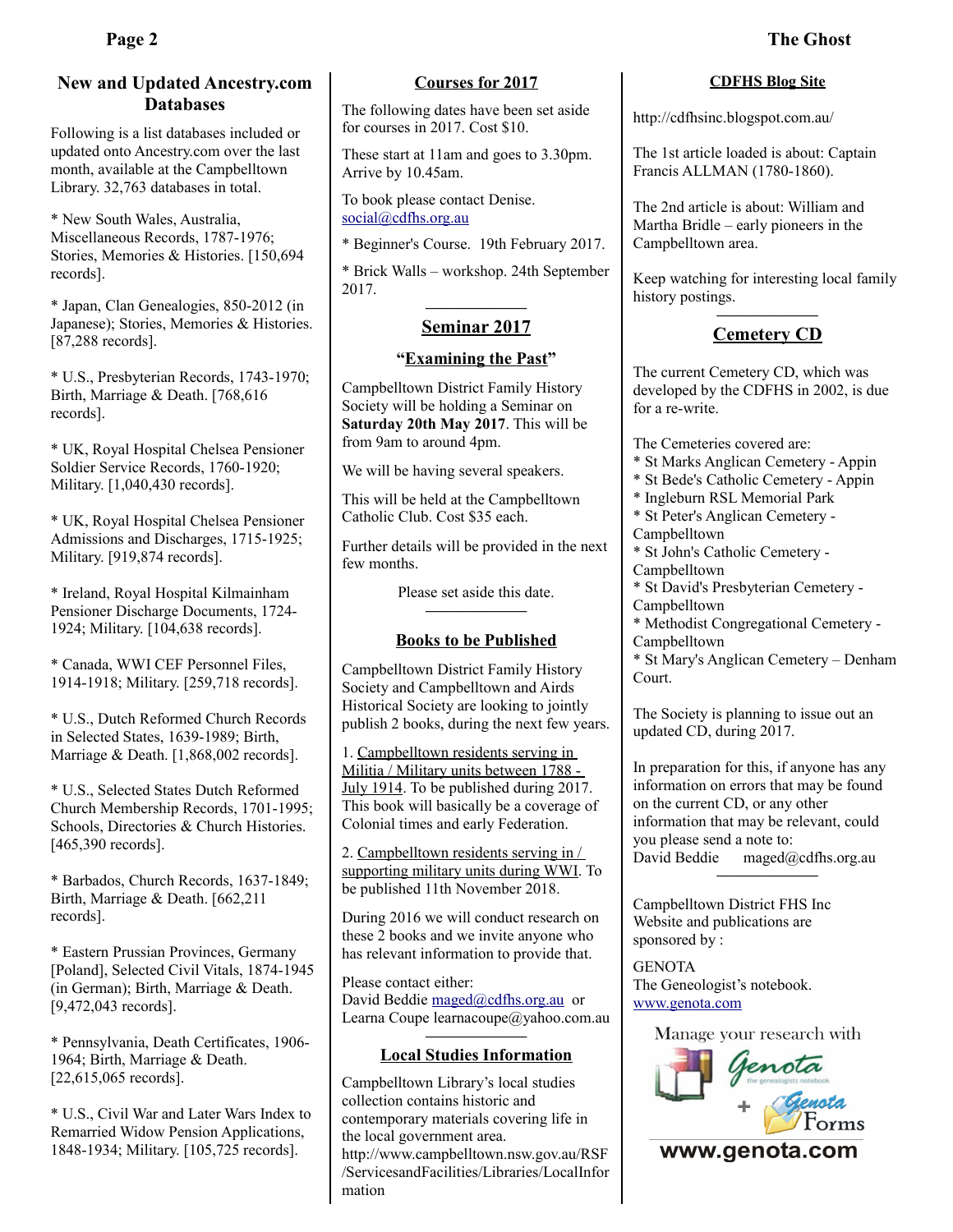## New and Updated Ancestry.com Databases

Following is a list databases included or updated onto Ancestry.com over the last month, available at the Campbelltown Library. 32,763 databases in total.

* New South Wales, Australia, Miscellaneous Records, 1787-1976; Stories, Memories & Histories. [150,694 records].

* Japan, Clan Genealogies, 850-2012 (in Japanese); Stories, Memories & Histories. [87,288 records].

* U.S., Presbyterian Records, 1743-1970; Birth, Marriage & Death. [768,616 records].

* UK, Royal Hospital Chelsea Pensioner Soldier Service Records, 1760-1920; Military. [1,040,430 records].

* UK, Royal Hospital Chelsea Pensioner Admissions and Discharges, 1715-1925; Military. [919,874 records].

* Ireland, Royal Hospital Kilmainham Pensioner Discharge Documents, 1724-1924; Military. [104,638 records].

* Canada, WWI CEF Personnel Files, 1914-1918; Military. [259,718 records].

* U.S., Dutch Reformed Church Records in Selected States, 1639-1989; Birth, Marriage & Death. [1,868,002 records].

* U.S., Selected States Dutch Reformed Church Membership Records, 1701-1995; Schools, Directories & Church Histories. [465,390 records].

* Barbados, Church Records, 1637-1849; Birth, Marriage & Death. [662,211 records].

* Eastern Prussian Provinces, Germany [Poland], Selected Civil Vitals, 1874-1945 (in German); Birth, Marriage & Death. [9,472,043 records].

* Pennsylvania, Death Certificates, 1906-1964; Birth, Marriage & Death. [22,615,065 records].

* U.S., Civil War and Later Wars Index to Remarried Widow Pension Applications, 1848-1934; Military. [105,725 records].

### Courses for 2017

The following dates have been set aside for courses in 2017. Cost $10.

These start at 11am and goes to 3.30pm. Arrive by 10.45am.

To book please contact Denise. social@cdfhs.org.au

* Beginner's Course. 19th February 2017.

* Brick Walls – workshop. 24th September 2017.

---

### Seminar 2017

**"Examining the Past"**

Campbelltown District Family History Society will be holding a Seminar on **Saturday 20th May 2017**. This will be from 9am to around 4pm.

We will be having several speakers.

This will be held at the Campbelltown Catholic Club. Cost $35 each.

Further details will be provided in the next few months.

Please set aside this date.

---

### Books to be Published

Campbelltown District Family History Society and Campbelltown and Airds Historical Society are looking to jointly publish 2 books, during the next few years.

1. Campbelltown residents serving in Militia / Military units between 1788 - July 1914. To be published during 2017. This book will basically be a coverage of Colonial times and early Federation.

2. Campbelltown residents serving in / supporting military units during WWI. To be published 11th November 2018.

During 2016 we will conduct research on these 2 books and we invite anyone who has relevant information to provide that.

Please contact either:
David Beddie maged@cdfhs.org.au or
Learna Coupe learnacoupe@yahoo.com.au

---

### Local Studies Information

Campbelltown Library's local studies collection contains historic and contemporary materials covering life in the local government area.
http://www.campbelltown.nsw.gov.au/RSF/ServicesandFacilities/Libraries/LocalInformation

### CDFHS Blog Site

http://cdfhsinc.blogspot.com.au/

The 1st article loaded is about: Captain Francis ALLMAN (1780-1860).

The 2nd article is about: William and Martha Bridle – early pioneers in the Campbelltown area.

Keep watching for interesting local family history postings.

---

### Cemetery CD

The current Cemetery CD, which was developed by the CDFHS in 2002, is due for a re-write.

The Cemeteries covered are:
* St Marks Anglican Cemetery - Appin
* St Bede's Catholic Cemetery - Appin
* Ingleburn RSL Memorial Park
* St Peter's Anglican Cemetery - Campbelltown
* St John's Catholic Cemetery - Campbelltown
* St David's Presbyterian Cemetery - Campbelltown
* Methodist Congregational Cemetery - Campbelltown
* St Mary's Anglican Cemetery – Denham Court.

The Society is planning to issue out an updated CD, during 2017.

In preparation for this, if anyone has any information on errors that may be found on the current CD, or any other information that may be relevant, could you please send a note to:
David Beddie maged@cdfhs.org.au

---

Campbelltown District FHS Inc Website and publications are sponsored by :

GENOTA
The Geneologist's notebook.
www.genota.com

Manage your research with Genota the genealogists notebook + Genota Forms

www.genota.com